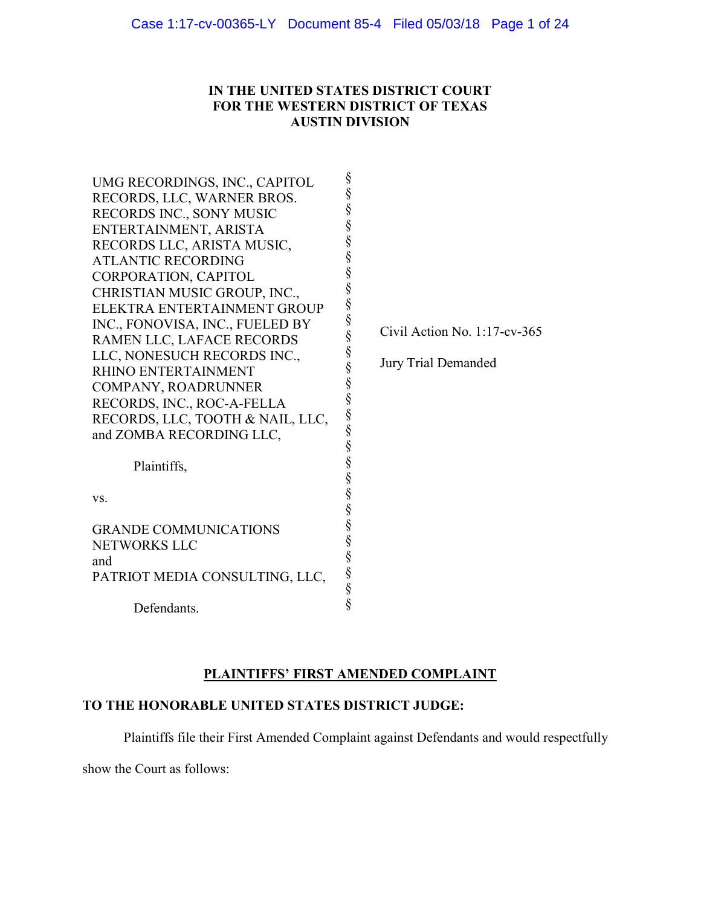**IN THE UNITED STATES DISTRICT COURT**
**FOR THE WESTERN DISTRICT OF TEXAS**
**AUSTIN DIVISION**

UMG RECORDINGS, INC., CAPITOL RECORDS, LLC, WARNER BROS. RECORDS INC., SONY MUSIC ENTERTAINMENT, ARISTA RECORDS LLC, ARISTA MUSIC, ATLANTIC RECORDING CORPORATION, CAPITOL CHRISTIAN MUSIC GROUP, INC., ELEKTRA ENTERTAINMENT GROUP INC., FONOVISA, INC., FUELED BY RAMEN LLC, LAFACE RECORDS LLC, NONESUCH RECORDS INC., RHINO ENTERTAINMENT COMPANY, ROADRUNNER RECORDS, INC., ROC-A-FELLA RECORDS, LLC, TOOTH & NAIL, LLC, and ZOMBA RECORDING LLC,

Plaintiffs,

vs.

GRANDE COMMUNICATIONS NETWORKS LLC
and
PATRIOT MEDIA CONSULTING, LLC,

Defendants.

Civil Action No. 1:17-cv-365

Jury Trial Demanded

**PLAINTIFFS' FIRST AMENDED COMPLAINT**

**TO THE HONORABLE UNITED STATES DISTRICT JUDGE:**

Plaintiffs file their First Amended Complaint against Defendants and would respectfully show the Court as follows: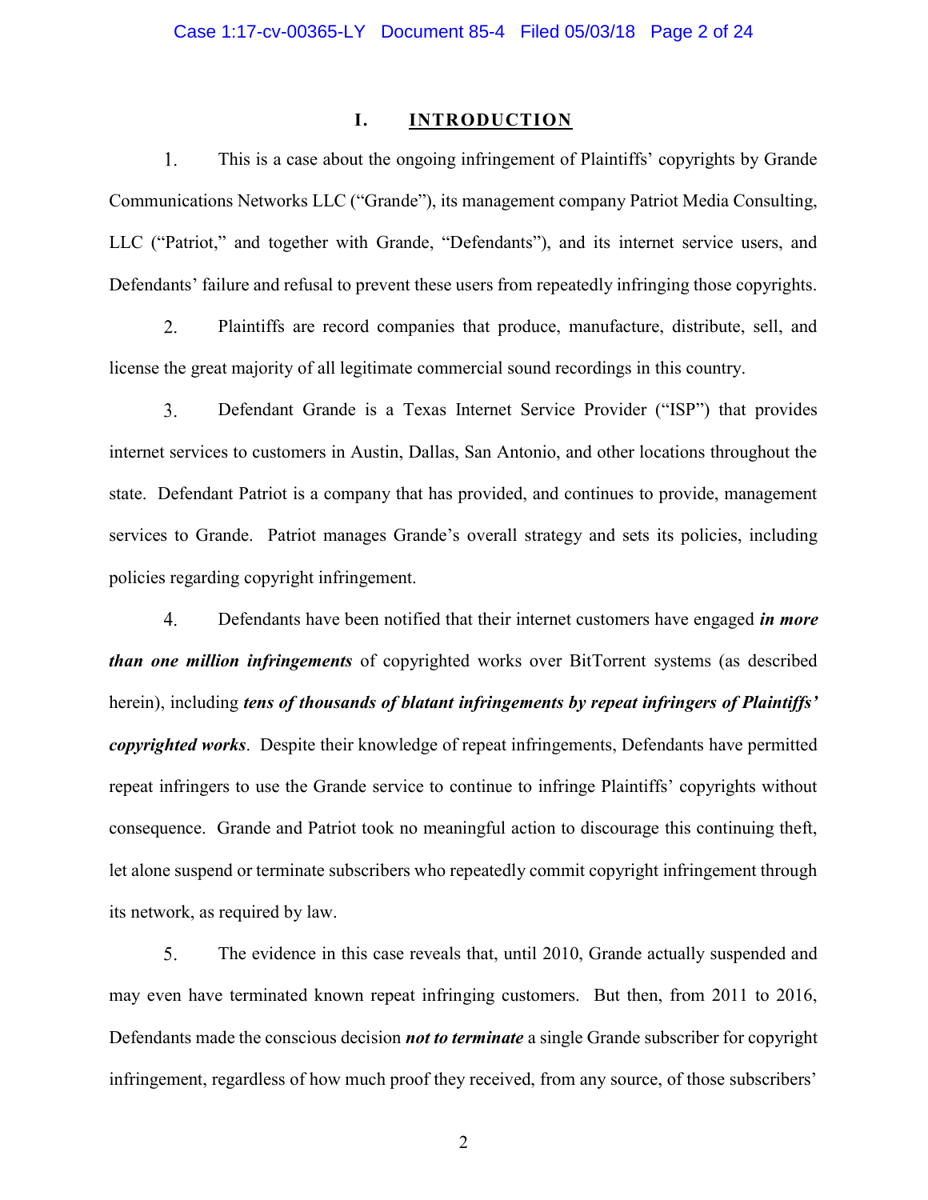## I. INTRODUCTION

1. This is a case about the ongoing infringement of Plaintiffs' copyrights by Grande Communications Networks LLC ("Grande"), its management company Patriot Media Consulting, LLC ("Patriot," and together with Grande, "Defendants"), and its internet service users, and Defendants' failure and refusal to prevent these users from repeatedly infringing those copyrights.

2. Plaintiffs are record companies that produce, manufacture, distribute, sell, and license the great majority of all legitimate commercial sound recordings in this country.

3. Defendant Grande is a Texas Internet Service Provider ("ISP") that provides internet services to customers in Austin, Dallas, San Antonio, and other locations throughout the state. Defendant Patriot is a company that has provided, and continues to provide, management services to Grande. Patriot manages Grande's overall strategy and sets its policies, including policies regarding copyright infringement.

4. Defendants have been notified that their internet customers have engaged ***in more than one million infringements*** of copyrighted works over BitTorrent systems (as described herein), including ***tens of thousands of blatant infringements by repeat infringers of Plaintiffs' copyrighted works***. Despite their knowledge of repeat infringements, Defendants have permitted repeat infringers to use the Grande service to continue to infringe Plaintiffs' copyrights without consequence. Grande and Patriot took no meaningful action to discourage this continuing theft, let alone suspend or terminate subscribers who repeatedly commit copyright infringement through its network, as required by law.

5. The evidence in this case reveals that, until 2010, Grande actually suspended and may even have terminated known repeat infringing customers. But then, from 2011 to 2016, Defendants made the conscious decision ***not to terminate*** a single Grande subscriber for copyright infringement, regardless of how much proof they received, from any source, of those subscribers'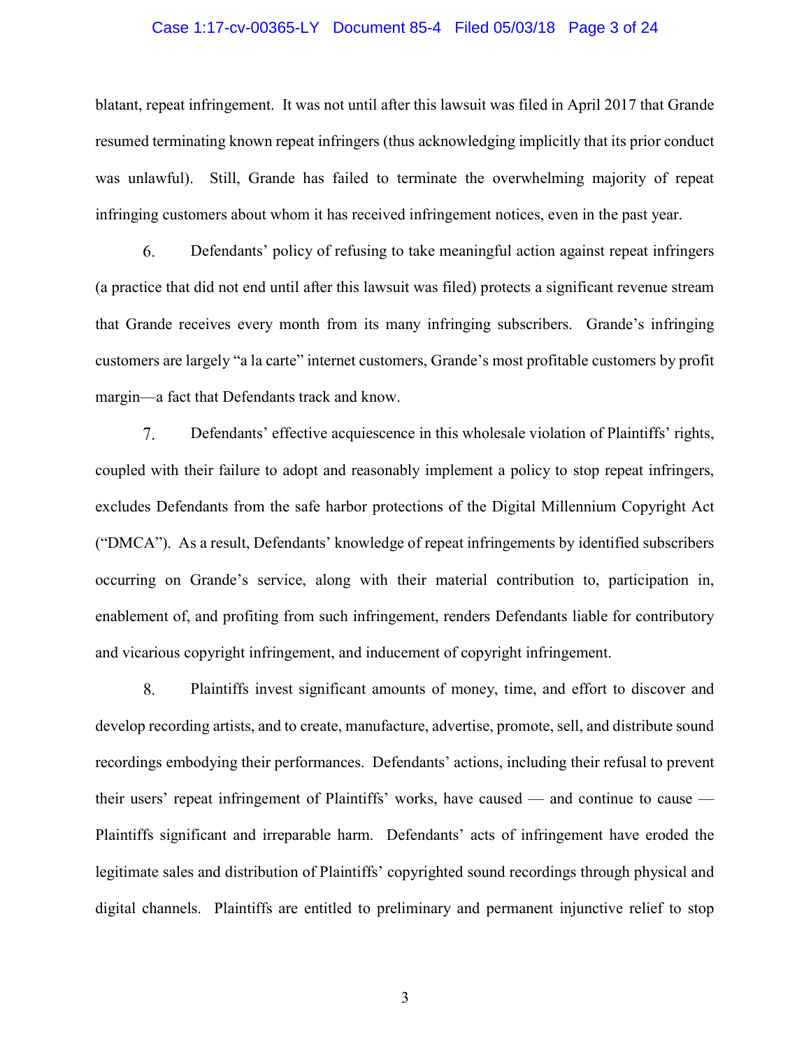blatant, repeat infringement. It was not until after this lawsuit was filed in April 2017 that Grande resumed terminating known repeat infringers (thus acknowledging implicitly that its prior conduct was unlawful). Still, Grande has failed to terminate the overwhelming majority of repeat infringing customers about whom it has received infringement notices, even in the past year.

6. Defendants' policy of refusing to take meaningful action against repeat infringers (a practice that did not end until after this lawsuit was filed) protects a significant revenue stream that Grande receives every month from its many infringing subscribers. Grande's infringing customers are largely "a la carte" internet customers, Grande's most profitable customers by profit margin—a fact that Defendants track and know.

7. Defendants' effective acquiescence in this wholesale violation of Plaintiffs' rights, coupled with their failure to adopt and reasonably implement a policy to stop repeat infringers, excludes Defendants from the safe harbor protections of the Digital Millennium Copyright Act ("DMCA"). As a result, Defendants' knowledge of repeat infringements by identified subscribers occurring on Grande's service, along with their material contribution to, participation in, enablement of, and profiting from such infringement, renders Defendants liable for contributory and vicarious copyright infringement, and inducement of copyright infringement.

8. Plaintiffs invest significant amounts of money, time, and effort to discover and develop recording artists, and to create, manufacture, advertise, promote, sell, and distribute sound recordings embodying their performances. Defendants' actions, including their refusal to prevent their users' repeat infringement of Plaintiffs' works, have caused — and continue to cause — Plaintiffs significant and irreparable harm. Defendants' acts of infringement have eroded the legitimate sales and distribution of Plaintiffs' copyrighted sound recordings through physical and digital channels. Plaintiffs are entitled to preliminary and permanent injunctive relief to stop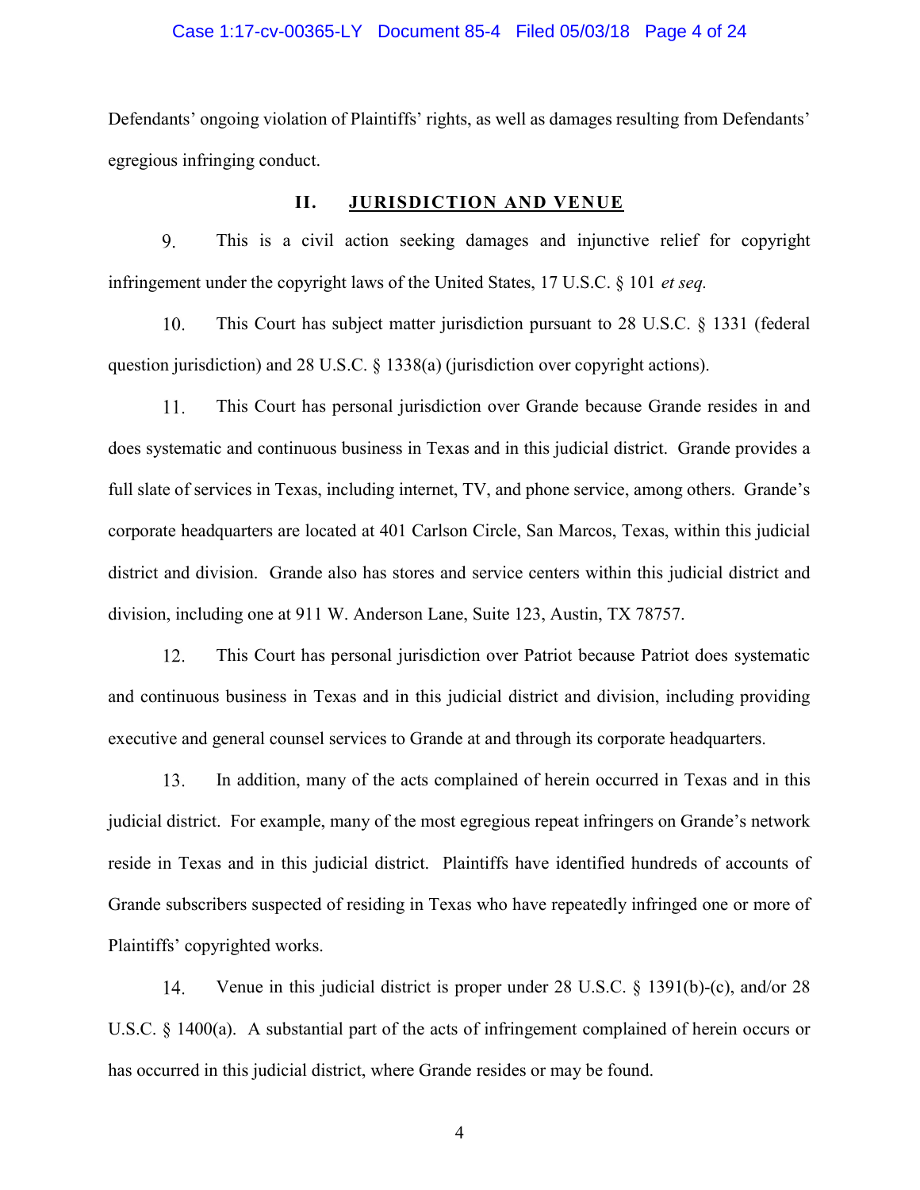Defendants' ongoing violation of Plaintiffs' rights, as well as damages resulting from Defendants' egregious infringing conduct.

## II. JURISDICTION AND VENUE

9. This is a civil action seeking damages and injunctive relief for copyright infringement under the copyright laws of the United States, 17 U.S.C. § 101 *et seq.*

10. This Court has subject matter jurisdiction pursuant to 28 U.S.C. § 1331 (federal question jurisdiction) and 28 U.S.C. § 1338(a) (jurisdiction over copyright actions).

11. This Court has personal jurisdiction over Grande because Grande resides in and does systematic and continuous business in Texas and in this judicial district. Grande provides a full slate of services in Texas, including internet, TV, and phone service, among others. Grande's corporate headquarters are located at 401 Carlson Circle, San Marcos, Texas, within this judicial district and division. Grande also has stores and service centers within this judicial district and division, including one at 911 W. Anderson Lane, Suite 123, Austin, TX 78757.

12. This Court has personal jurisdiction over Patriot because Patriot does systematic and continuous business in Texas and in this judicial district and division, including providing executive and general counsel services to Grande at and through its corporate headquarters.

13. In addition, many of the acts complained of herein occurred in Texas and in this judicial district. For example, many of the most egregious repeat infringers on Grande's network reside in Texas and in this judicial district. Plaintiffs have identified hundreds of accounts of Grande subscribers suspected of residing in Texas who have repeatedly infringed one or more of Plaintiffs' copyrighted works.

14. Venue in this judicial district is proper under 28 U.S.C. § 1391(b)-(c), and/or 28 U.S.C. § 1400(a). A substantial part of the acts of infringement complained of herein occurs or has occurred in this judicial district, where Grande resides or may be found.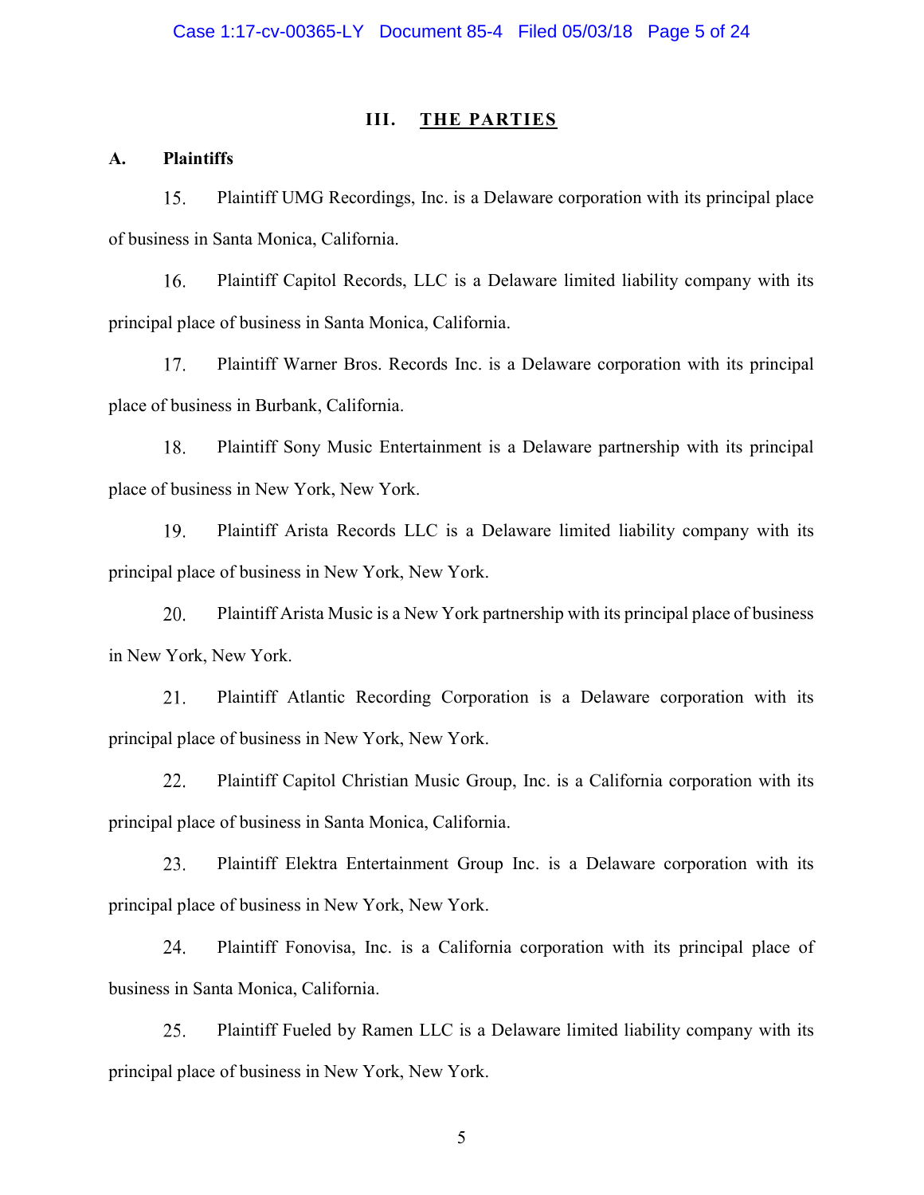## III. THE PARTIES

### A. Plaintiffs

15. Plaintiff UMG Recordings, Inc. is a Delaware corporation with its principal place of business in Santa Monica, California.

16. Plaintiff Capitol Records, LLC is a Delaware limited liability company with its principal place of business in Santa Monica, California.

17. Plaintiff Warner Bros. Records Inc. is a Delaware corporation with its principal place of business in Burbank, California.

18. Plaintiff Sony Music Entertainment is a Delaware partnership with its principal place of business in New York, New York.

19. Plaintiff Arista Records LLC is a Delaware limited liability company with its principal place of business in New York, New York.

20. Plaintiff Arista Music is a New York partnership with its principal place of business in New York, New York.

21. Plaintiff Atlantic Recording Corporation is a Delaware corporation with its principal place of business in New York, New York.

22. Plaintiff Capitol Christian Music Group, Inc. is a California corporation with its principal place of business in Santa Monica, California.

23. Plaintiff Elektra Entertainment Group Inc. is a Delaware corporation with its principal place of business in New York, New York.

24. Plaintiff Fonovisa, Inc. is a California corporation with its principal place of business in Santa Monica, California.

25. Plaintiff Fueled by Ramen LLC is a Delaware limited liability company with its principal place of business in New York, New York.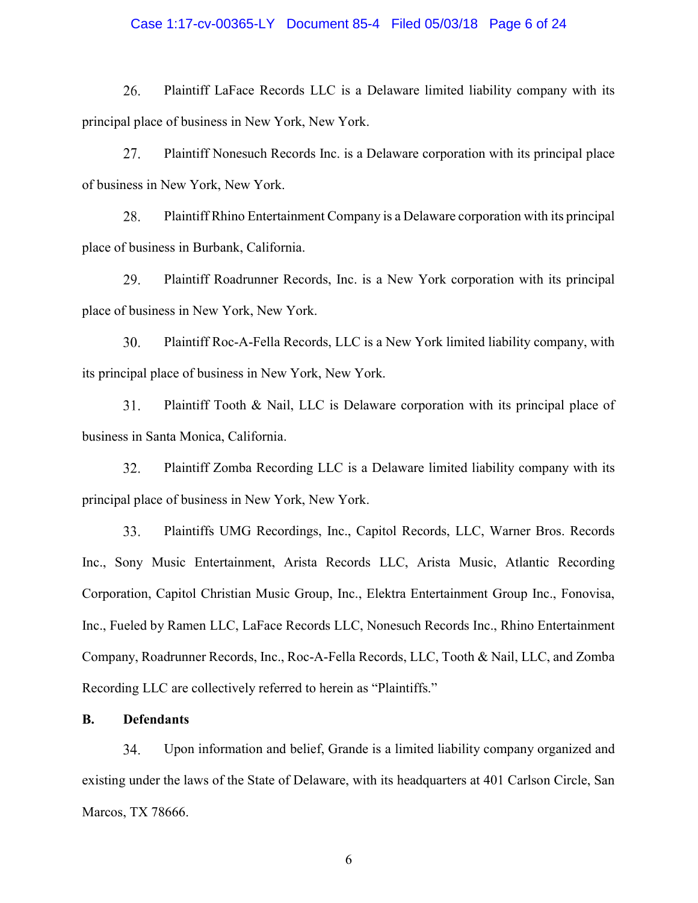26. Plaintiff LaFace Records LLC is a Delaware limited liability company with its principal place of business in New York, New York.

27. Plaintiff Nonesuch Records Inc. is a Delaware corporation with its principal place of business in New York, New York.

28. Plaintiff Rhino Entertainment Company is a Delaware corporation with its principal place of business in Burbank, California.

29. Plaintiff Roadrunner Records, Inc. is a New York corporation with its principal place of business in New York, New York.

30. Plaintiff Roc-A-Fella Records, LLC is a New York limited liability company, with its principal place of business in New York, New York.

31. Plaintiff Tooth & Nail, LLC is Delaware corporation with its principal place of business in Santa Monica, California.

32. Plaintiff Zomba Recording LLC is a Delaware limited liability company with its principal place of business in New York, New York.

33. Plaintiffs UMG Recordings, Inc., Capitol Records, LLC, Warner Bros. Records Inc., Sony Music Entertainment, Arista Records LLC, Arista Music, Atlantic Recording Corporation, Capitol Christian Music Group, Inc., Elektra Entertainment Group Inc., Fonovisa, Inc., Fueled by Ramen LLC, LaFace Records LLC, Nonesuch Records Inc., Rhino Entertainment Company, Roadrunner Records, Inc., Roc-A-Fella Records, LLC, Tooth & Nail, LLC, and Zomba Recording LLC are collectively referred to herein as "Plaintiffs."

**B. Defendants**

34. Upon information and belief, Grande is a limited liability company organized and existing under the laws of the State of Delaware, with its headquarters at 401 Carlson Circle, San Marcos, TX 78666.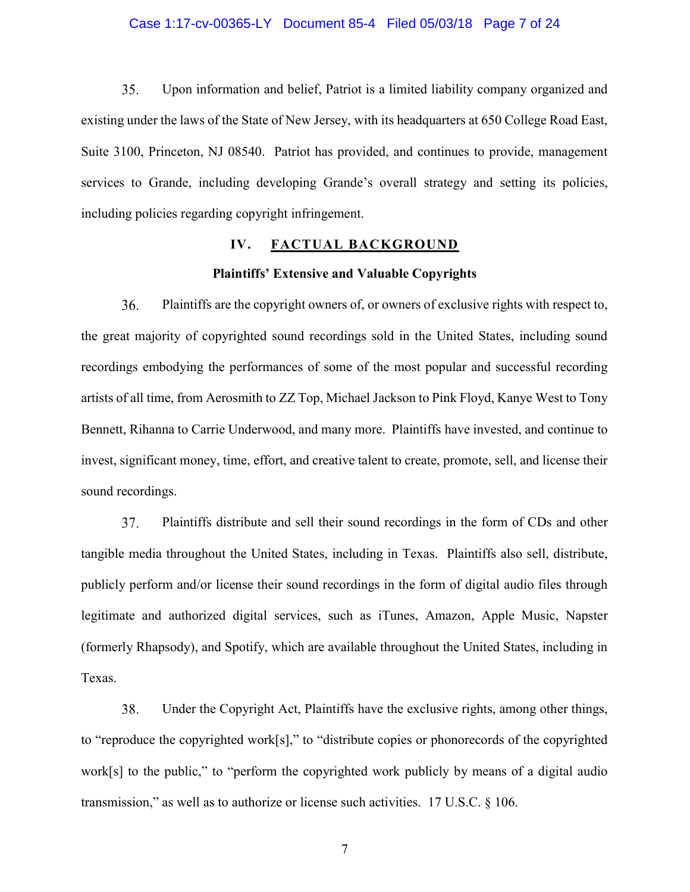35. Upon information and belief, Patriot is a limited liability company organized and existing under the laws of the State of New Jersey, with its headquarters at 650 College Road East, Suite 3100, Princeton, NJ 08540. Patriot has provided, and continues to provide, management services to Grande, including developing Grande's overall strategy and setting its policies, including policies regarding copyright infringement.

## IV. FACTUAL BACKGROUND

### Plaintiffs' Extensive and Valuable Copyrights

36. Plaintiffs are the copyright owners of, or owners of exclusive rights with respect to, the great majority of copyrighted sound recordings sold in the United States, including sound recordings embodying the performances of some of the most popular and successful recording artists of all time, from Aerosmith to ZZ Top, Michael Jackson to Pink Floyd, Kanye West to Tony Bennett, Rihanna to Carrie Underwood, and many more. Plaintiffs have invested, and continue to invest, significant money, time, effort, and creative talent to create, promote, sell, and license their sound recordings.

37. Plaintiffs distribute and sell their sound recordings in the form of CDs and other tangible media throughout the United States, including in Texas. Plaintiffs also sell, distribute, publicly perform and/or license their sound recordings in the form of digital audio files through legitimate and authorized digital services, such as iTunes, Amazon, Apple Music, Napster (formerly Rhapsody), and Spotify, which are available throughout the United States, including in Texas.

38. Under the Copyright Act, Plaintiffs have the exclusive rights, among other things, to "reproduce the copyrighted work[s]," to "distribute copies or phonorecords of the copyrighted work[s] to the public," to "perform the copyrighted work publicly by means of a digital audio transmission," as well as to authorize or license such activities. 17 U.S.C. § 106.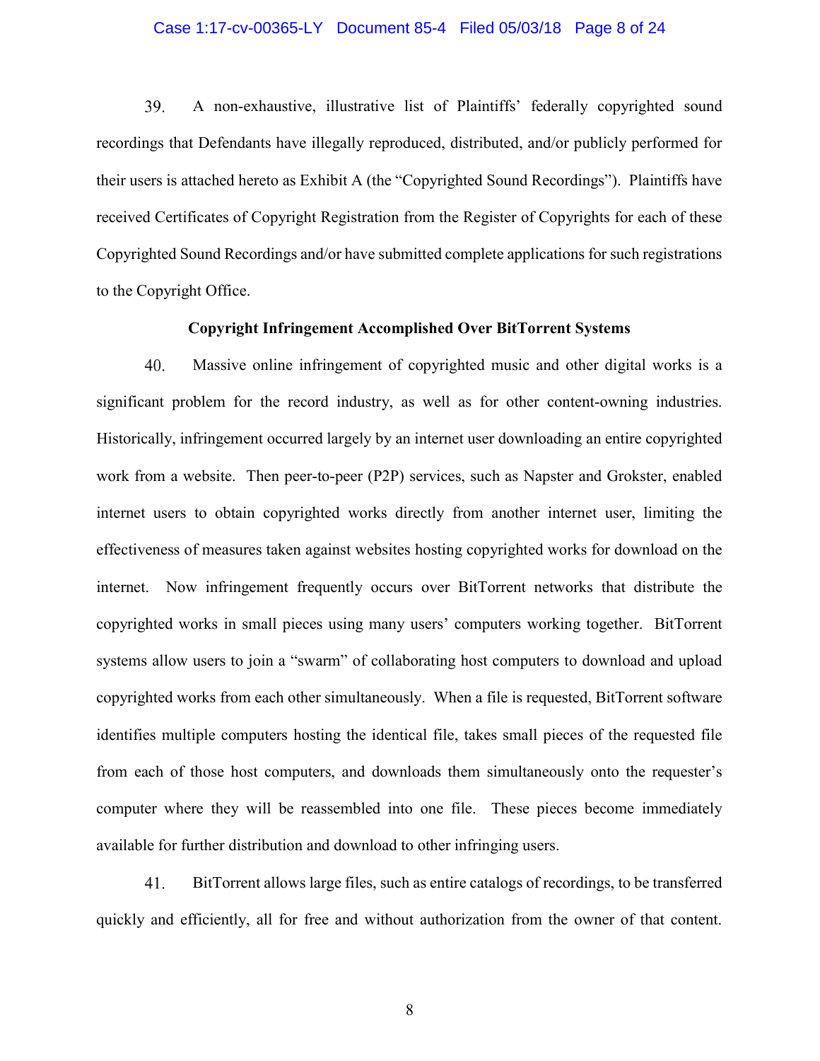39. A non-exhaustive, illustrative list of Plaintiffs' federally copyrighted sound recordings that Defendants have illegally reproduced, distributed, and/or publicly performed for their users is attached hereto as Exhibit A (the "Copyrighted Sound Recordings"). Plaintiffs have received Certificates of Copyright Registration from the Register of Copyrights for each of these Copyrighted Sound Recordings and/or have submitted complete applications for such registrations to the Copyright Office.

**Copyright Infringement Accomplished Over BitTorrent Systems**

40. Massive online infringement of copyrighted music and other digital works is a significant problem for the record industry, as well as for other content-owning industries. Historically, infringement occurred largely by an internet user downloading an entire copyrighted work from a website. Then peer-to-peer (P2P) services, such as Napster and Grokster, enabled internet users to obtain copyrighted works directly from another internet user, limiting the effectiveness of measures taken against websites hosting copyrighted works for download on the internet. Now infringement frequently occurs over BitTorrent networks that distribute the copyrighted works in small pieces using many users' computers working together. BitTorrent systems allow users to join a "swarm" of collaborating host computers to download and upload copyrighted works from each other simultaneously. When a file is requested, BitTorrent software identifies multiple computers hosting the identical file, takes small pieces of the requested file from each of those host computers, and downloads them simultaneously onto the requester's computer where they will be reassembled into one file. These pieces become immediately available for further distribution and download to other infringing users.

41. BitTorrent allows large files, such as entire catalogs of recordings, to be transferred quickly and efficiently, all for free and without authorization from the owner of that content.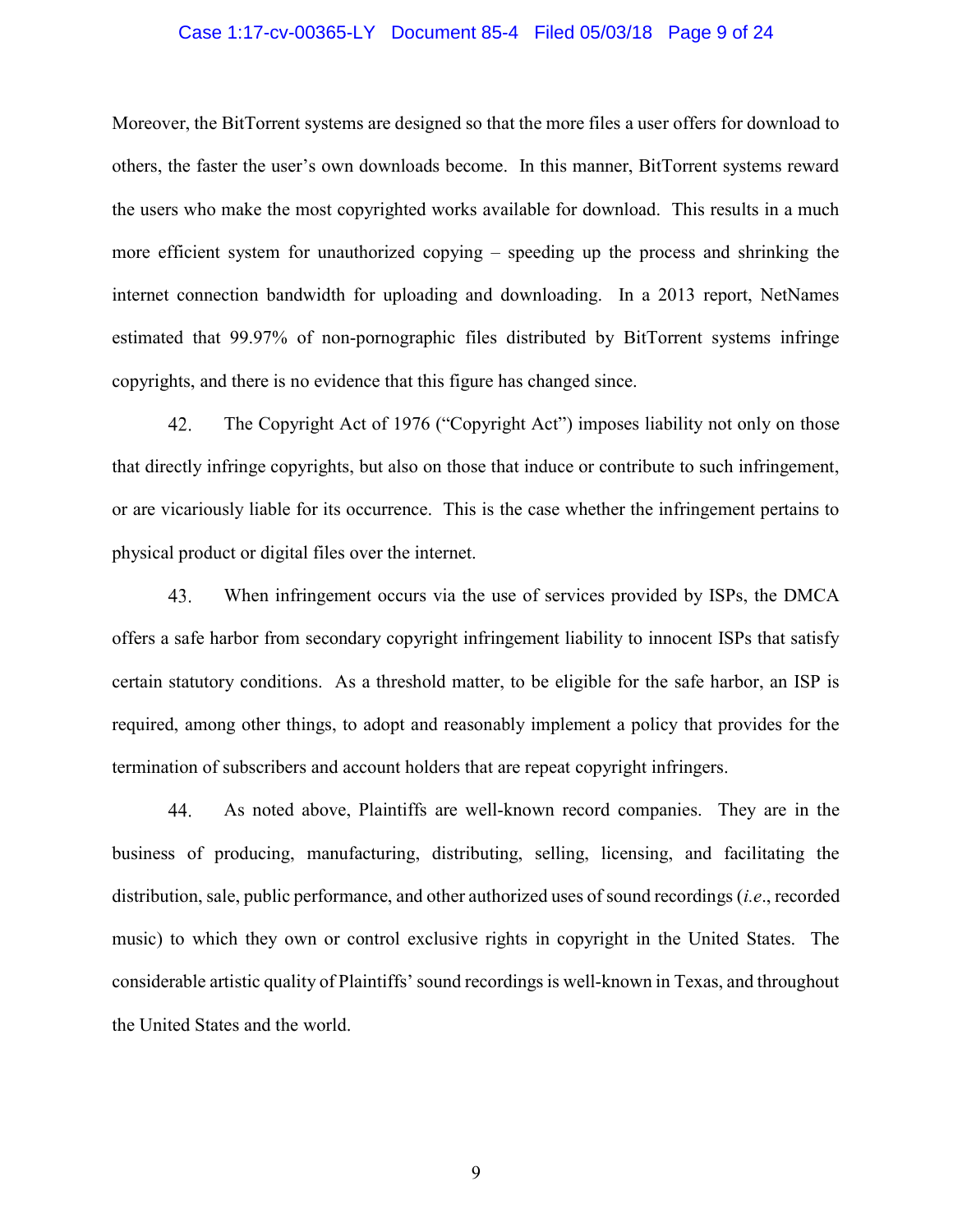Moreover, the BitTorrent systems are designed so that the more files a user offers for download to others, the faster the user's own downloads become. In this manner, BitTorrent systems reward the users who make the most copyrighted works available for download. This results in a much more efficient system for unauthorized copying – speeding up the process and shrinking the internet connection bandwidth for uploading and downloading. In a 2013 report, NetNames estimated that 99.97% of non-pornographic files distributed by BitTorrent systems infringe copyrights, and there is no evidence that this figure has changed since.

42. The Copyright Act of 1976 ("Copyright Act") imposes liability not only on those that directly infringe copyrights, but also on those that induce or contribute to such infringement, or are vicariously liable for its occurrence. This is the case whether the infringement pertains to physical product or digital files over the internet.

43. When infringement occurs via the use of services provided by ISPs, the DMCA offers a safe harbor from secondary copyright infringement liability to innocent ISPs that satisfy certain statutory conditions. As a threshold matter, to be eligible for the safe harbor, an ISP is required, among other things, to adopt and reasonably implement a policy that provides for the termination of subscribers and account holders that are repeat copyright infringers.

44. As noted above, Plaintiffs are well-known record companies. They are in the business of producing, manufacturing, distributing, selling, licensing, and facilitating the distribution, sale, public performance, and other authorized uses of sound recordings (*i.e*., recorded music) to which they own or control exclusive rights in copyright in the United States. The considerable artistic quality of Plaintiffs' sound recordings is well-known in Texas, and throughout the United States and the world.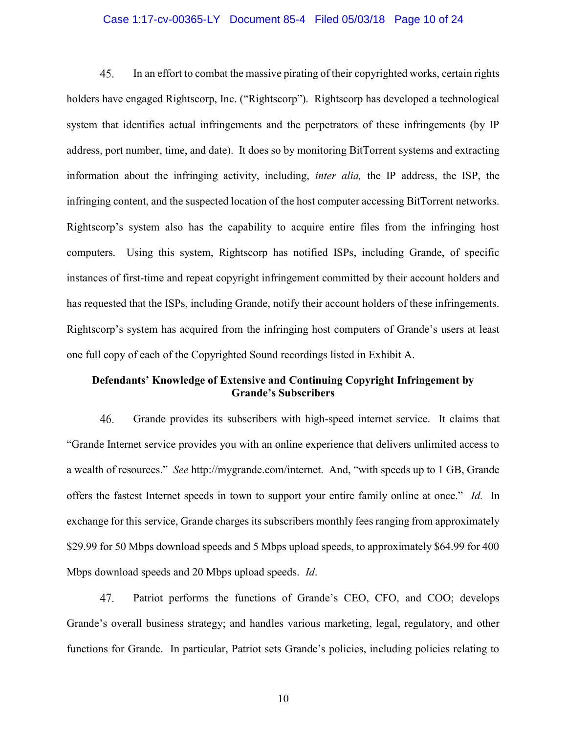45. In an effort to combat the massive pirating of their copyrighted works, certain rights holders have engaged Rightscorp, Inc. ("Rightscorp"). Rightscorp has developed a technological system that identifies actual infringements and the perpetrators of these infringements (by IP address, port number, time, and date). It does so by monitoring BitTorrent systems and extracting information about the infringing activity, including, *inter alia,* the IP address, the ISP, the infringing content, and the suspected location of the host computer accessing BitTorrent networks. Rightscorp's system also has the capability to acquire entire files from the infringing host computers. Using this system, Rightscorp has notified ISPs, including Grande, of specific instances of first-time and repeat copyright infringement committed by their account holders and has requested that the ISPs, including Grande, notify their account holders of these infringements. Rightscorp's system has acquired from the infringing host computers of Grande's users at least one full copy of each of the Copyrighted Sound recordings listed in Exhibit A.

**Defendants' Knowledge of Extensive and Continuing Copyright Infringement by Grande's Subscribers**

46. Grande provides its subscribers with high-speed internet service. It claims that "Grande Internet service provides you with an online experience that delivers unlimited access to a wealth of resources." *See* http://mygrande.com/internet. And, "with speeds up to 1 GB, Grande offers the fastest Internet speeds in town to support your entire family online at once." *Id.* In exchange for this service, Grande charges its subscribers monthly fees ranging from approximately $29.99 for 50 Mbps download speeds and 5 Mbps upload speeds, to approximately $64.99 for 400 Mbps download speeds and 20 Mbps upload speeds. *Id*.

47. Patriot performs the functions of Grande's CEO, CFO, and COO; develops Grande's overall business strategy; and handles various marketing, legal, regulatory, and other functions for Grande. In particular, Patriot sets Grande's policies, including policies relating to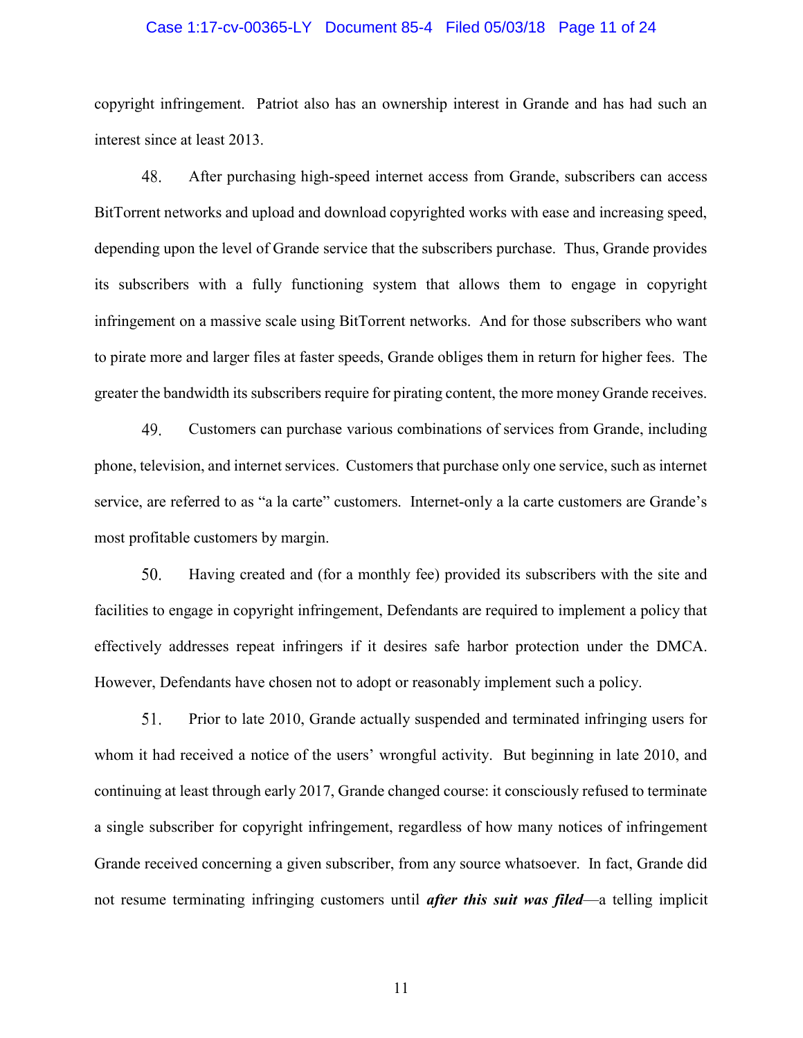copyright infringement. Patriot also has an ownership interest in Grande and has had such an interest since at least 2013.

48. After purchasing high-speed internet access from Grande, subscribers can access BitTorrent networks and upload and download copyrighted works with ease and increasing speed, depending upon the level of Grande service that the subscribers purchase. Thus, Grande provides its subscribers with a fully functioning system that allows them to engage in copyright infringement on a massive scale using BitTorrent networks. And for those subscribers who want to pirate more and larger files at faster speeds, Grande obliges them in return for higher fees. The greater the bandwidth its subscribers require for pirating content, the more money Grande receives.

49. Customers can purchase various combinations of services from Grande, including phone, television, and internet services. Customers that purchase only one service, such as internet service, are referred to as "a la carte" customers. Internet-only a la carte customers are Grande's most profitable customers by margin.

50. Having created and (for a monthly fee) provided its subscribers with the site and facilities to engage in copyright infringement, Defendants are required to implement a policy that effectively addresses repeat infringers if it desires safe harbor protection under the DMCA. However, Defendants have chosen not to adopt or reasonably implement such a policy.

51. Prior to late 2010, Grande actually suspended and terminated infringing users for whom it had received a notice of the users' wrongful activity. But beginning in late 2010, and continuing at least through early 2017, Grande changed course: it consciously refused to terminate a single subscriber for copyright infringement, regardless of how many notices of infringement Grande received concerning a given subscriber, from any source whatsoever. In fact, Grande did not resume terminating infringing customers until ***after this suit was filed***—a telling implicit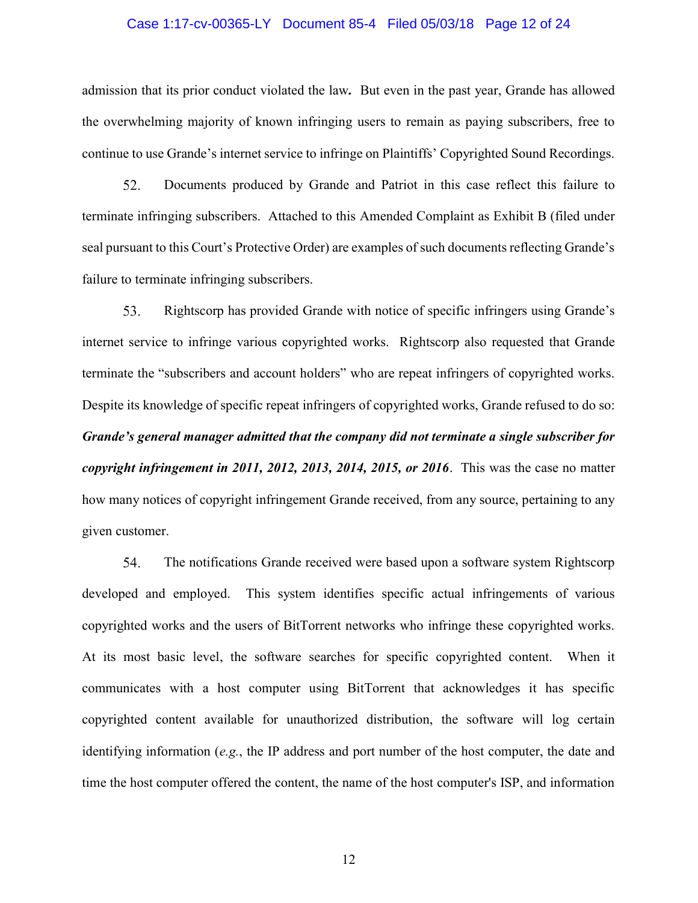admission that its prior conduct violated the law**.** But even in the past year, Grande has allowed the overwhelming majority of known infringing users to remain as paying subscribers, free to continue to use Grande's internet service to infringe on Plaintiffs' Copyrighted Sound Recordings.

52. Documents produced by Grande and Patriot in this case reflect this failure to terminate infringing subscribers. Attached to this Amended Complaint as Exhibit B (filed under seal pursuant to this Court's Protective Order) are examples of such documents reflecting Grande's failure to terminate infringing subscribers.

53. Rightscorp has provided Grande with notice of specific infringers using Grande's internet service to infringe various copyrighted works. Rightscorp also requested that Grande terminate the "subscribers and account holders" who are repeat infringers of copyrighted works. Despite its knowledge of specific repeat infringers of copyrighted works, Grande refused to do so: ***Grande's general manager admitted that the company did not terminate a single subscriber for copyright infringement in 2011, 2012, 2013, 2014, 2015, or 2016***. This was the case no matter how many notices of copyright infringement Grande received, from any source, pertaining to any given customer.

54. The notifications Grande received were based upon a software system Rightscorp developed and employed. This system identifies specific actual infringements of various copyrighted works and the users of BitTorrent networks who infringe these copyrighted works. At its most basic level, the software searches for specific copyrighted content. When it communicates with a host computer using BitTorrent that acknowledges it has specific copyrighted content available for unauthorized distribution, the software will log certain identifying information (*e.g.*, the IP address and port number of the host computer, the date and time the host computer offered the content, the name of the host computer's ISP, and information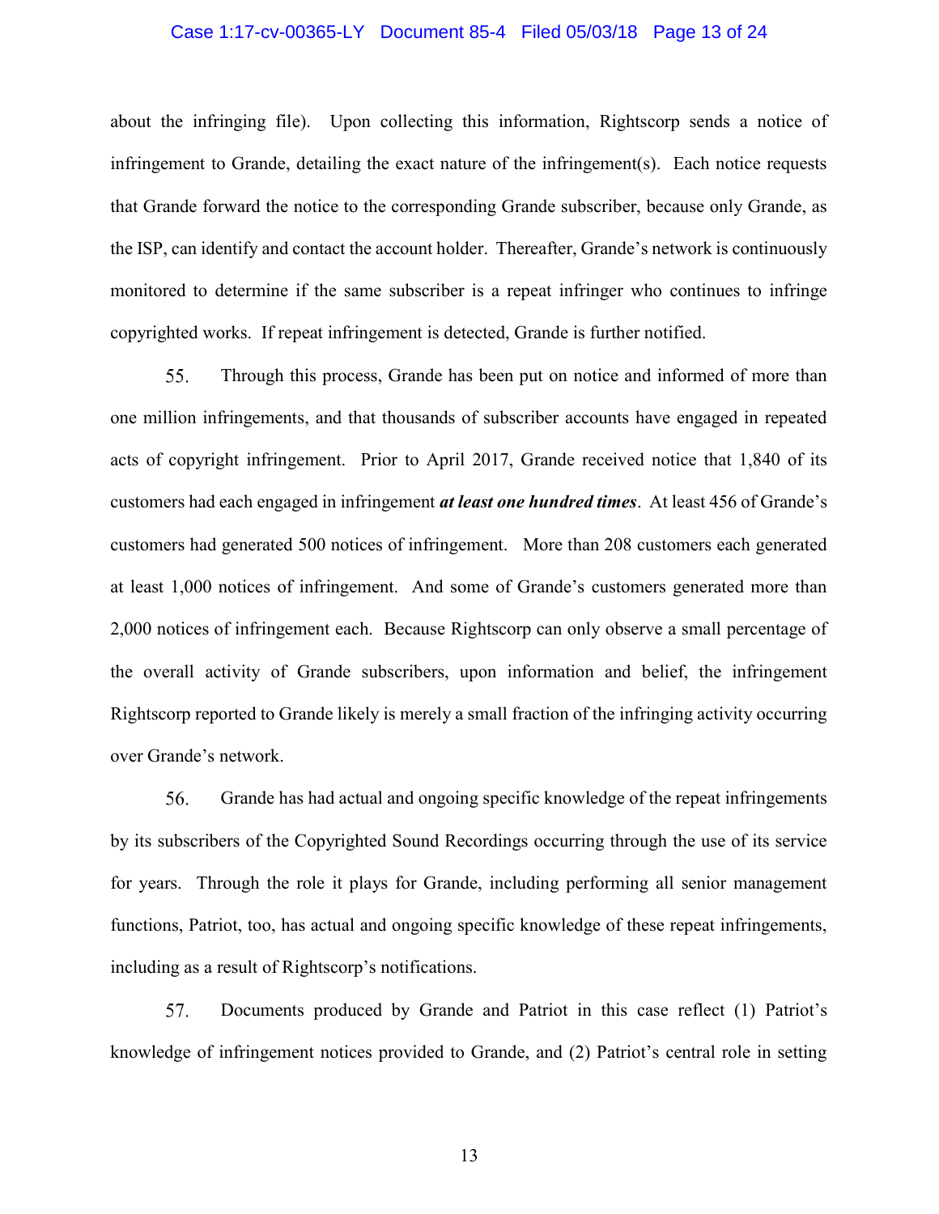about the infringing file). Upon collecting this information, Rightscorp sends a notice of infringement to Grande, detailing the exact nature of the infringement(s). Each notice requests that Grande forward the notice to the corresponding Grande subscriber, because only Grande, as the ISP, can identify and contact the account holder. Thereafter, Grande's network is continuously monitored to determine if the same subscriber is a repeat infringer who continues to infringe copyrighted works. If repeat infringement is detected, Grande is further notified.

55. Through this process, Grande has been put on notice and informed of more than one million infringements, and that thousands of subscriber accounts have engaged in repeated acts of copyright infringement. Prior to April 2017, Grande received notice that 1,840 of its customers had each engaged in infringement ***at least one hundred times***. At least 456 of Grande's customers had generated 500 notices of infringement. More than 208 customers each generated at least 1,000 notices of infringement. And some of Grande's customers generated more than 2,000 notices of infringement each. Because Rightscorp can only observe a small percentage of the overall activity of Grande subscribers, upon information and belief, the infringement Rightscorp reported to Grande likely is merely a small fraction of the infringing activity occurring over Grande's network.

56. Grande has had actual and ongoing specific knowledge of the repeat infringements by its subscribers of the Copyrighted Sound Recordings occurring through the use of its service for years. Through the role it plays for Grande, including performing all senior management functions, Patriot, too, has actual and ongoing specific knowledge of these repeat infringements, including as a result of Rightscorp's notifications.

57. Documents produced by Grande and Patriot in this case reflect (1) Patriot's knowledge of infringement notices provided to Grande, and (2) Patriot's central role in setting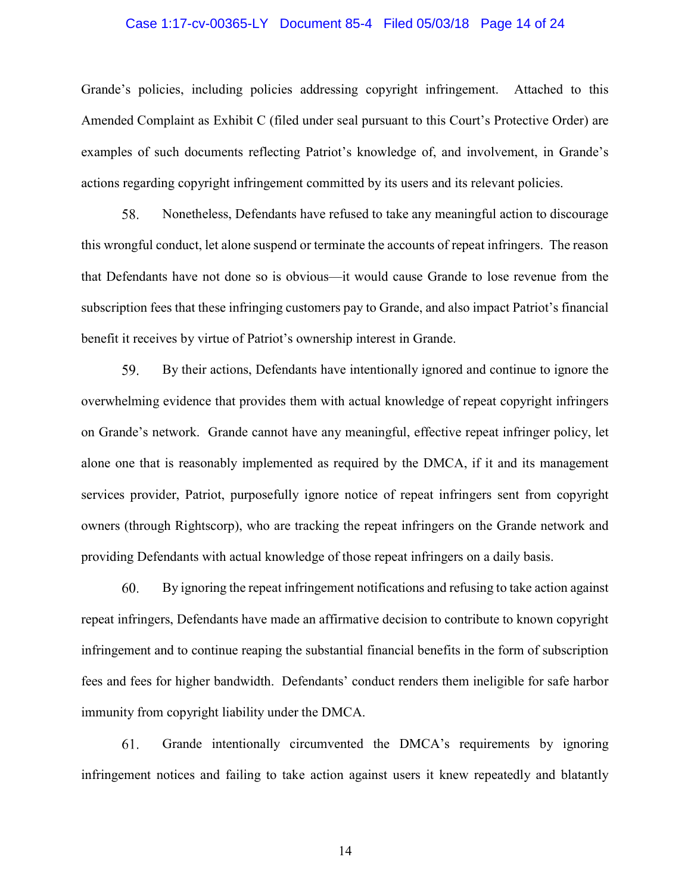Grande's policies, including policies addressing copyright infringement. Attached to this Amended Complaint as Exhibit C (filed under seal pursuant to this Court's Protective Order) are examples of such documents reflecting Patriot's knowledge of, and involvement, in Grande's actions regarding copyright infringement committed by its users and its relevant policies.

58. Nonetheless, Defendants have refused to take any meaningful action to discourage this wrongful conduct, let alone suspend or terminate the accounts of repeat infringers. The reason that Defendants have not done so is obvious—it would cause Grande to lose revenue from the subscription fees that these infringing customers pay to Grande, and also impact Patriot's financial benefit it receives by virtue of Patriot's ownership interest in Grande.

59. By their actions, Defendants have intentionally ignored and continue to ignore the overwhelming evidence that provides them with actual knowledge of repeat copyright infringers on Grande's network. Grande cannot have any meaningful, effective repeat infringer policy, let alone one that is reasonably implemented as required by the DMCA, if it and its management services provider, Patriot, purposefully ignore notice of repeat infringers sent from copyright owners (through Rightscorp), who are tracking the repeat infringers on the Grande network and providing Defendants with actual knowledge of those repeat infringers on a daily basis.

60. By ignoring the repeat infringement notifications and refusing to take action against repeat infringers, Defendants have made an affirmative decision to contribute to known copyright infringement and to continue reaping the substantial financial benefits in the form of subscription fees and fees for higher bandwidth. Defendants' conduct renders them ineligible for safe harbor immunity from copyright liability under the DMCA.

61. Grande intentionally circumvented the DMCA's requirements by ignoring infringement notices and failing to take action against users it knew repeatedly and blatantly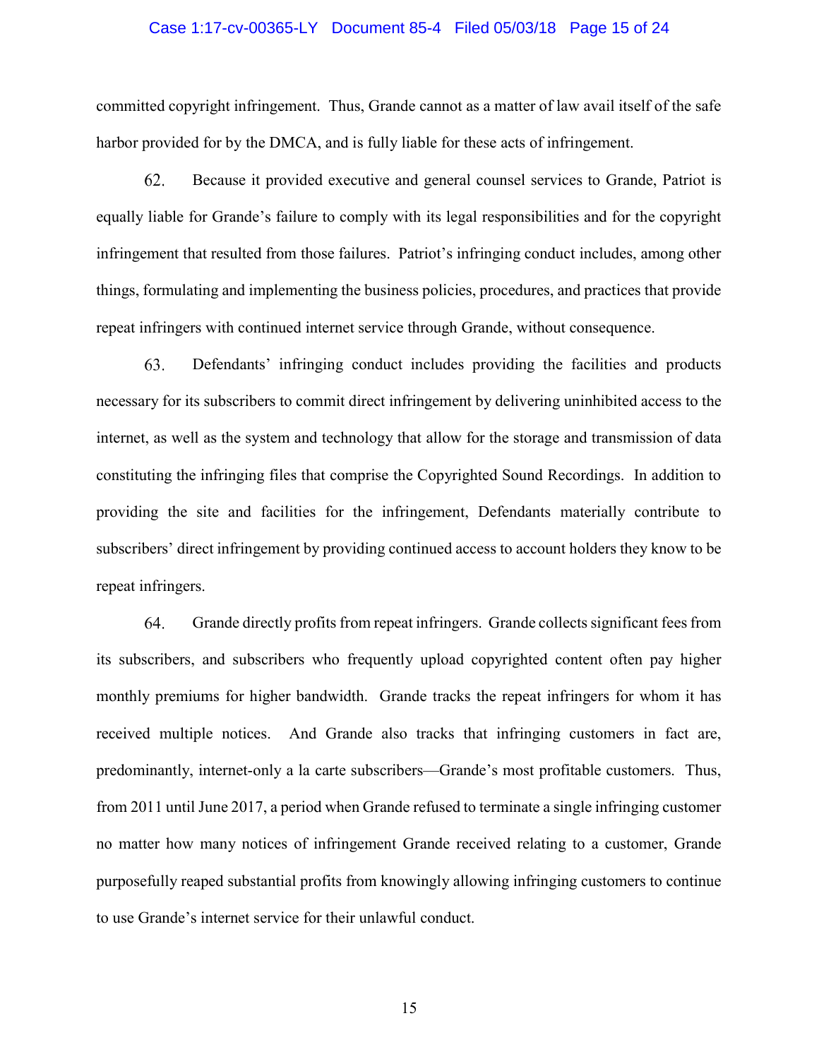committed copyright infringement. Thus, Grande cannot as a matter of law avail itself of the safe harbor provided for by the DMCA, and is fully liable for these acts of infringement.

62. Because it provided executive and general counsel services to Grande, Patriot is equally liable for Grande's failure to comply with its legal responsibilities and for the copyright infringement that resulted from those failures. Patriot's infringing conduct includes, among other things, formulating and implementing the business policies, procedures, and practices that provide repeat infringers with continued internet service through Grande, without consequence.

63. Defendants' infringing conduct includes providing the facilities and products necessary for its subscribers to commit direct infringement by delivering uninhibited access to the internet, as well as the system and technology that allow for the storage and transmission of data constituting the infringing files that comprise the Copyrighted Sound Recordings. In addition to providing the site and facilities for the infringement, Defendants materially contribute to subscribers' direct infringement by providing continued access to account holders they know to be repeat infringers.

64. Grande directly profits from repeat infringers. Grande collects significant fees from its subscribers, and subscribers who frequently upload copyrighted content often pay higher monthly premiums for higher bandwidth. Grande tracks the repeat infringers for whom it has received multiple notices. And Grande also tracks that infringing customers in fact are, predominantly, internet-only a la carte subscribers—Grande's most profitable customers. Thus, from 2011 until June 2017, a period when Grande refused to terminate a single infringing customer no matter how many notices of infringement Grande received relating to a customer, Grande purposefully reaped substantial profits from knowingly allowing infringing customers to continue to use Grande's internet service for their unlawful conduct.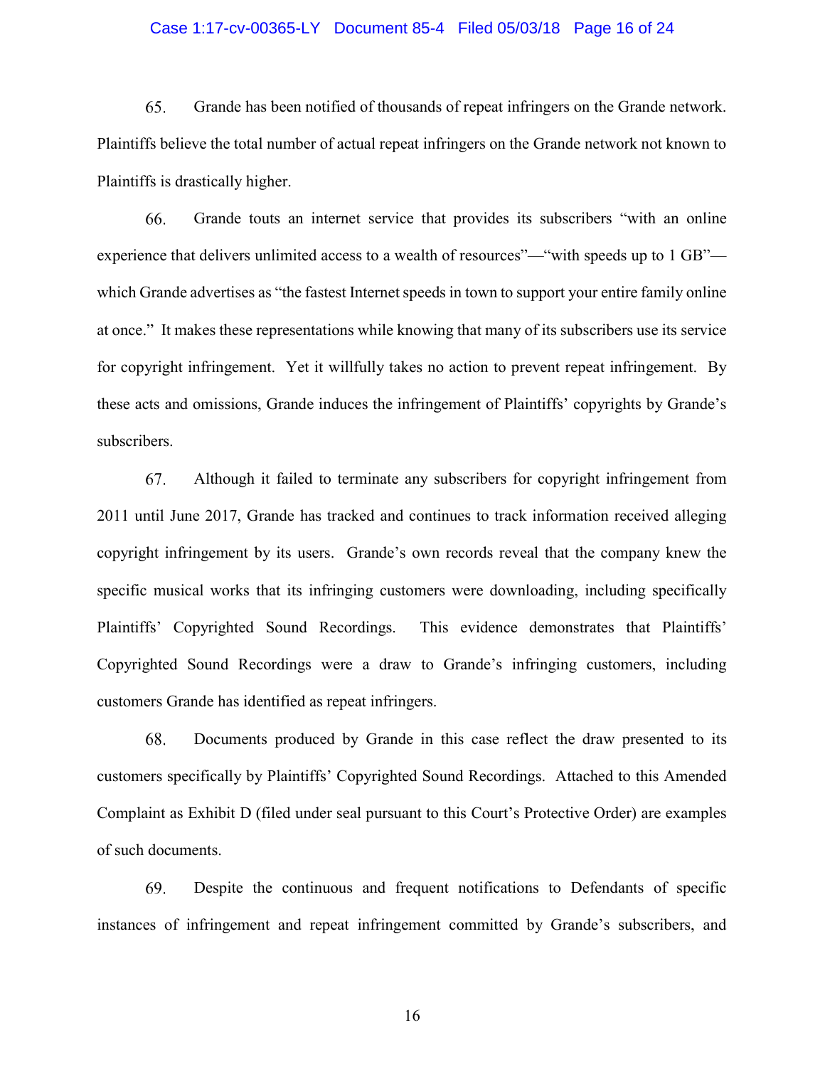65. Grande has been notified of thousands of repeat infringers on the Grande network. Plaintiffs believe the total number of actual repeat infringers on the Grande network not known to Plaintiffs is drastically higher.

66. Grande touts an internet service that provides its subscribers "with an online experience that delivers unlimited access to a wealth of resources"—"with speeds up to 1 GB"—which Grande advertises as "the fastest Internet speeds in town to support your entire family online at once." It makes these representations while knowing that many of its subscribers use its service for copyright infringement. Yet it willfully takes no action to prevent repeat infringement. By these acts and omissions, Grande induces the infringement of Plaintiffs' copyrights by Grande's subscribers.

67. Although it failed to terminate any subscribers for copyright infringement from 2011 until June 2017, Grande has tracked and continues to track information received alleging copyright infringement by its users. Grande's own records reveal that the company knew the specific musical works that its infringing customers were downloading, including specifically Plaintiffs' Copyrighted Sound Recordings. This evidence demonstrates that Plaintiffs' Copyrighted Sound Recordings were a draw to Grande's infringing customers, including customers Grande has identified as repeat infringers.

68. Documents produced by Grande in this case reflect the draw presented to its customers specifically by Plaintiffs' Copyrighted Sound Recordings. Attached to this Amended Complaint as Exhibit D (filed under seal pursuant to this Court's Protective Order) are examples of such documents.

69. Despite the continuous and frequent notifications to Defendants of specific instances of infringement and repeat infringement committed by Grande's subscribers, and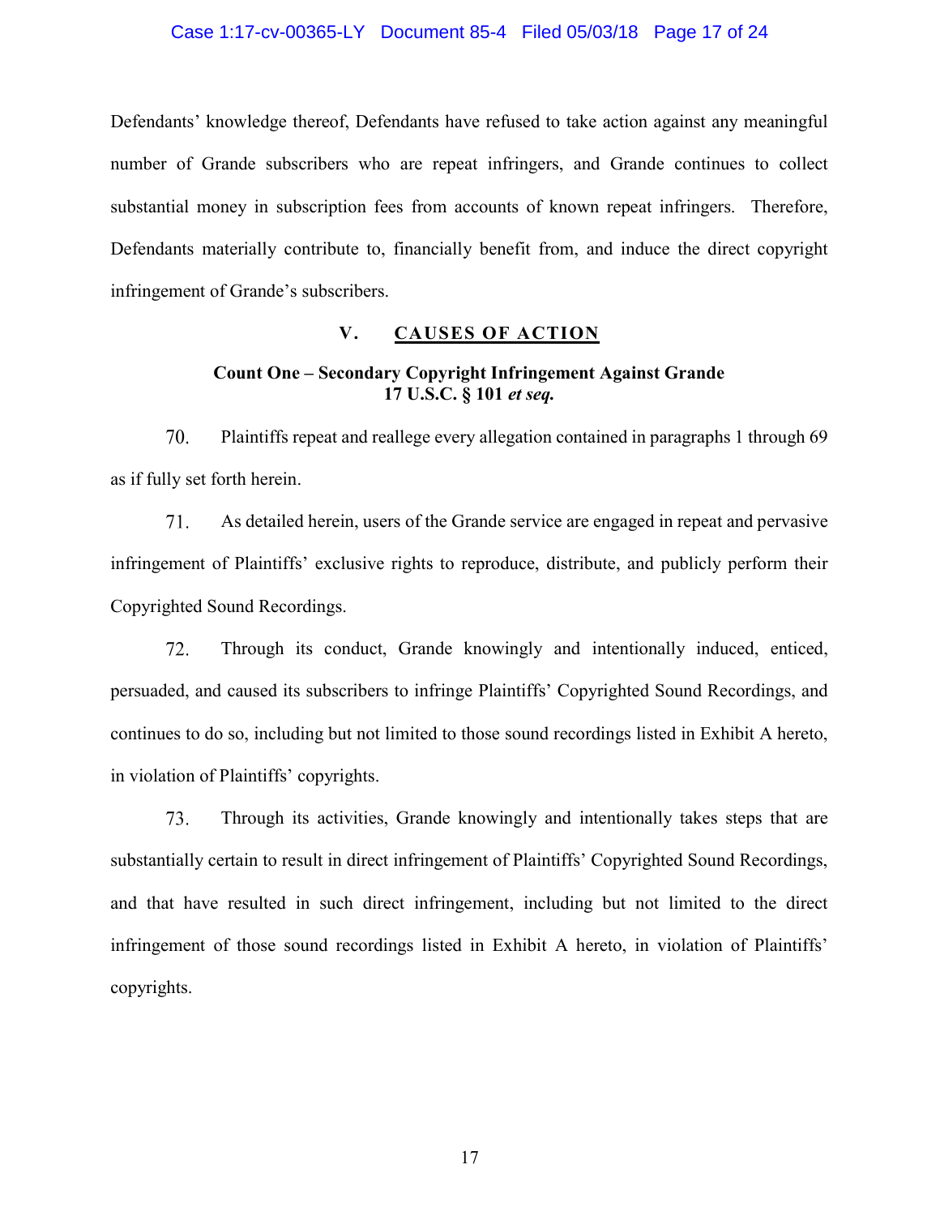Defendants' knowledge thereof, Defendants have refused to take action against any meaningful number of Grande subscribers who are repeat infringers, and Grande continues to collect substantial money in subscription fees from accounts of known repeat infringers. Therefore, Defendants materially contribute to, financially benefit from, and induce the direct copyright infringement of Grande's subscribers.

## V. <u>CAUSES OF ACTION</u>

### Count One – Secondary Copyright Infringement Against Grande 17 U.S.C. § 101 *et seq.*

70. Plaintiffs repeat and reallege every allegation contained in paragraphs 1 through 69 as if fully set forth herein.

71. As detailed herein, users of the Grande service are engaged in repeat and pervasive infringement of Plaintiffs' exclusive rights to reproduce, distribute, and publicly perform their Copyrighted Sound Recordings.

72. Through its conduct, Grande knowingly and intentionally induced, enticed, persuaded, and caused its subscribers to infringe Plaintiffs' Copyrighted Sound Recordings, and continues to do so, including but not limited to those sound recordings listed in Exhibit A hereto, in violation of Plaintiffs' copyrights.

73. Through its activities, Grande knowingly and intentionally takes steps that are substantially certain to result in direct infringement of Plaintiffs' Copyrighted Sound Recordings, and that have resulted in such direct infringement, including but not limited to the direct infringement of those sound recordings listed in Exhibit A hereto, in violation of Plaintiffs' copyrights.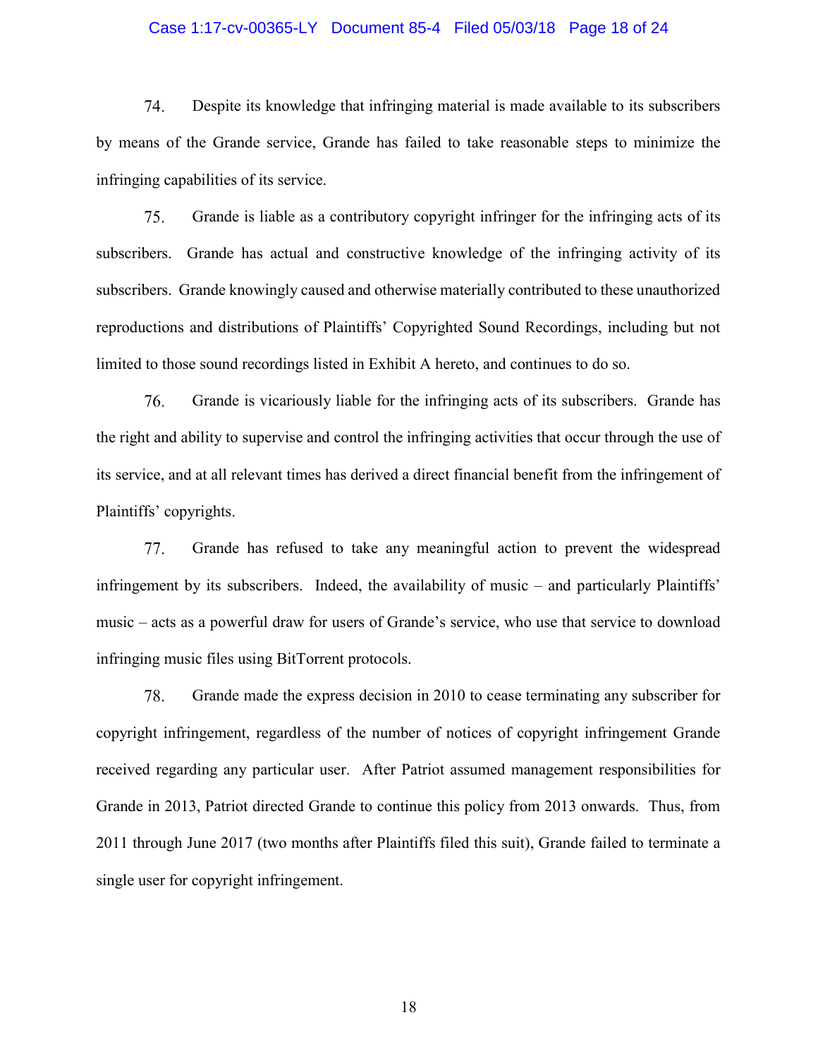74. Despite its knowledge that infringing material is made available to its subscribers by means of the Grande service, Grande has failed to take reasonable steps to minimize the infringing capabilities of its service.

75. Grande is liable as a contributory copyright infringer for the infringing acts of its subscribers. Grande has actual and constructive knowledge of the infringing activity of its subscribers. Grande knowingly caused and otherwise materially contributed to these unauthorized reproductions and distributions of Plaintiffs' Copyrighted Sound Recordings, including but not limited to those sound recordings listed in Exhibit A hereto, and continues to do so.

76. Grande is vicariously liable for the infringing acts of its subscribers. Grande has the right and ability to supervise and control the infringing activities that occur through the use of its service, and at all relevant times has derived a direct financial benefit from the infringement of Plaintiffs' copyrights.

77. Grande has refused to take any meaningful action to prevent the widespread infringement by its subscribers. Indeed, the availability of music – and particularly Plaintiffs' music – acts as a powerful draw for users of Grande's service, who use that service to download infringing music files using BitTorrent protocols.

78. Grande made the express decision in 2010 to cease terminating any subscriber for copyright infringement, regardless of the number of notices of copyright infringement Grande received regarding any particular user. After Patriot assumed management responsibilities for Grande in 2013, Patriot directed Grande to continue this policy from 2013 onwards. Thus, from 2011 through June 2017 (two months after Plaintiffs filed this suit), Grande failed to terminate a single user for copyright infringement.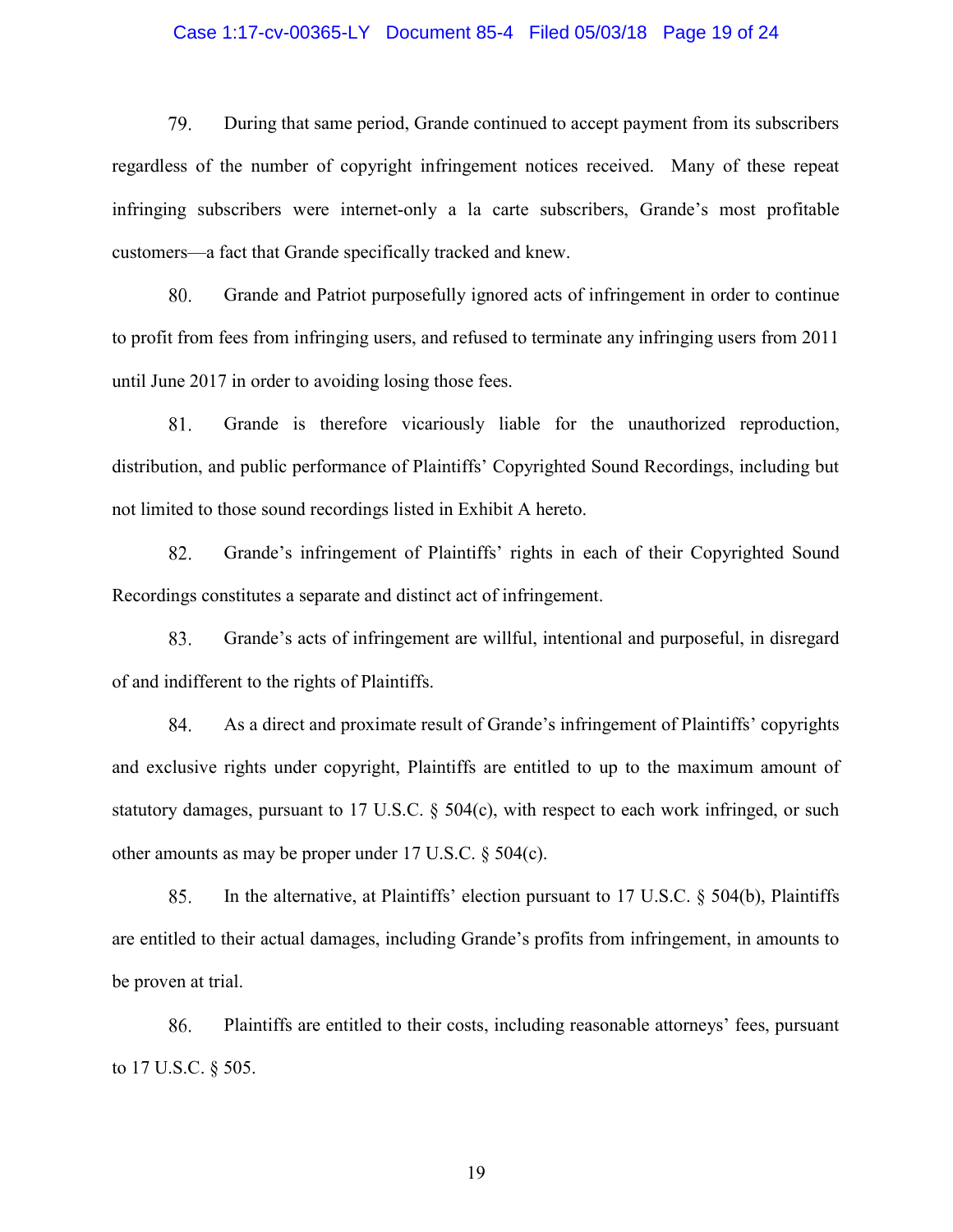79. During that same period, Grande continued to accept payment from its subscribers regardless of the number of copyright infringement notices received. Many of these repeat infringing subscribers were internet-only a la carte subscribers, Grande's most profitable customers—a fact that Grande specifically tracked and knew.

80. Grande and Patriot purposefully ignored acts of infringement in order to continue to profit from fees from infringing users, and refused to terminate any infringing users from 2011 until June 2017 in order to avoiding losing those fees.

81. Grande is therefore vicariously liable for the unauthorized reproduction, distribution, and public performance of Plaintiffs' Copyrighted Sound Recordings, including but not limited to those sound recordings listed in Exhibit A hereto.

82. Grande's infringement of Plaintiffs' rights in each of their Copyrighted Sound Recordings constitutes a separate and distinct act of infringement.

83. Grande's acts of infringement are willful, intentional and purposeful, in disregard of and indifferent to the rights of Plaintiffs.

84. As a direct and proximate result of Grande's infringement of Plaintiffs' copyrights and exclusive rights under copyright, Plaintiffs are entitled to up to the maximum amount of statutory damages, pursuant to 17 U.S.C. § 504(c), with respect to each work infringed, or such other amounts as may be proper under 17 U.S.C. § 504(c).

85. In the alternative, at Plaintiffs' election pursuant to 17 U.S.C. § 504(b), Plaintiffs are entitled to their actual damages, including Grande's profits from infringement, in amounts to be proven at trial.

86. Plaintiffs are entitled to their costs, including reasonable attorneys' fees, pursuant to 17 U.S.C. § 505.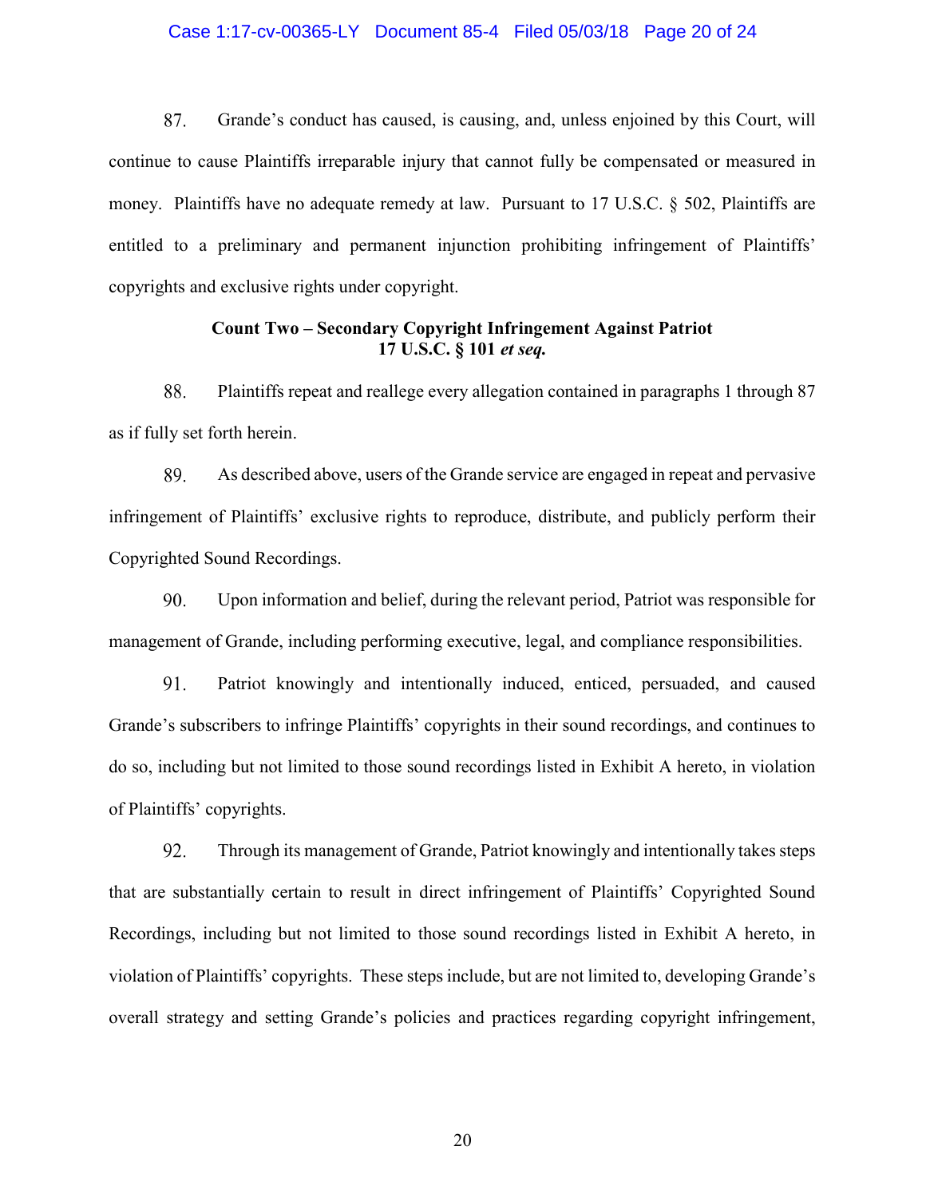87. Grande's conduct has caused, is causing, and, unless enjoined by this Court, will continue to cause Plaintiffs irreparable injury that cannot fully be compensated or measured in money. Plaintiffs have no adequate remedy at law. Pursuant to 17 U.S.C. § 502, Plaintiffs are entitled to a preliminary and permanent injunction prohibiting infringement of Plaintiffs' copyrights and exclusive rights under copyright.

**Count Two – Secondary Copyright Infringement Against Patriot**
**17 U.S.C. § 101 *et seq.***

88. Plaintiffs repeat and reallege every allegation contained in paragraphs 1 through 87 as if fully set forth herein.

89. As described above, users of the Grande service are engaged in repeat and pervasive infringement of Plaintiffs' exclusive rights to reproduce, distribute, and publicly perform their Copyrighted Sound Recordings.

90. Upon information and belief, during the relevant period, Patriot was responsible for management of Grande, including performing executive, legal, and compliance responsibilities.

91. Patriot knowingly and intentionally induced, enticed, persuaded, and caused Grande's subscribers to infringe Plaintiffs' copyrights in their sound recordings, and continues to do so, including but not limited to those sound recordings listed in Exhibit A hereto, in violation of Plaintiffs' copyrights.

92. Through its management of Grande, Patriot knowingly and intentionally takes steps that are substantially certain to result in direct infringement of Plaintiffs' Copyrighted Sound Recordings, including but not limited to those sound recordings listed in Exhibit A hereto, in violation of Plaintiffs' copyrights. These steps include, but are not limited to, developing Grande's overall strategy and setting Grande's policies and practices regarding copyright infringement,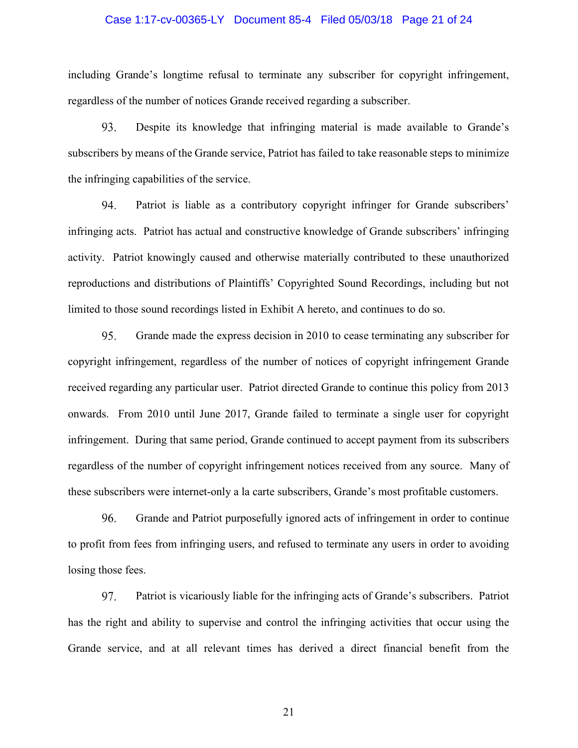including Grande's longtime refusal to terminate any subscriber for copyright infringement, regardless of the number of notices Grande received regarding a subscriber.

93. Despite its knowledge that infringing material is made available to Grande's subscribers by means of the Grande service, Patriot has failed to take reasonable steps to minimize the infringing capabilities of the service.

94. Patriot is liable as a contributory copyright infringer for Grande subscribers' infringing acts. Patriot has actual and constructive knowledge of Grande subscribers' infringing activity. Patriot knowingly caused and otherwise materially contributed to these unauthorized reproductions and distributions of Plaintiffs' Copyrighted Sound Recordings, including but not limited to those sound recordings listed in Exhibit A hereto, and continues to do so.

95. Grande made the express decision in 2010 to cease terminating any subscriber for copyright infringement, regardless of the number of notices of copyright infringement Grande received regarding any particular user. Patriot directed Grande to continue this policy from 2013 onwards. From 2010 until June 2017, Grande failed to terminate a single user for copyright infringement. During that same period, Grande continued to accept payment from its subscribers regardless of the number of copyright infringement notices received from any source. Many of these subscribers were internet-only a la carte subscribers, Grande's most profitable customers.

96. Grande and Patriot purposefully ignored acts of infringement in order to continue to profit from fees from infringing users, and refused to terminate any users in order to avoiding losing those fees.

97. Patriot is vicariously liable for the infringing acts of Grande's subscribers. Patriot has the right and ability to supervise and control the infringing activities that occur using the Grande service, and at all relevant times has derived a direct financial benefit from the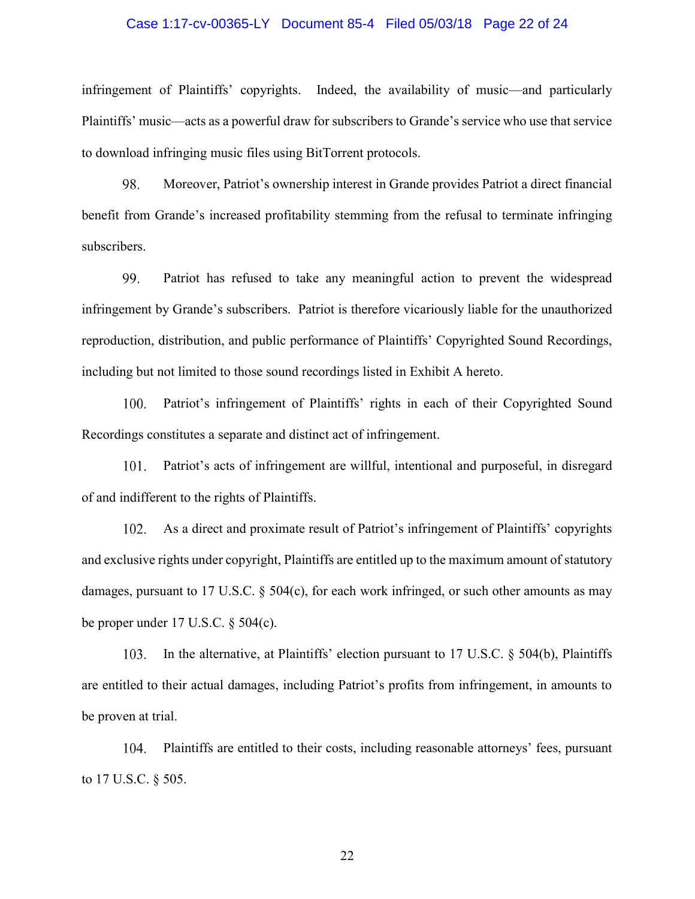infringement of Plaintiffs' copyrights. Indeed, the availability of music—and particularly Plaintiffs' music—acts as a powerful draw for subscribers to Grande's service who use that service to download infringing music files using BitTorrent protocols.

98. Moreover, Patriot's ownership interest in Grande provides Patriot a direct financial benefit from Grande's increased profitability stemming from the refusal to terminate infringing subscribers.

99. Patriot has refused to take any meaningful action to prevent the widespread infringement by Grande's subscribers. Patriot is therefore vicariously liable for the unauthorized reproduction, distribution, and public performance of Plaintiffs' Copyrighted Sound Recordings, including but not limited to those sound recordings listed in Exhibit A hereto.

100. Patriot's infringement of Plaintiffs' rights in each of their Copyrighted Sound Recordings constitutes a separate and distinct act of infringement.

101. Patriot's acts of infringement are willful, intentional and purposeful, in disregard of and indifferent to the rights of Plaintiffs.

102. As a direct and proximate result of Patriot's infringement of Plaintiffs' copyrights and exclusive rights under copyright, Plaintiffs are entitled up to the maximum amount of statutory damages, pursuant to 17 U.S.C. § 504(c), for each work infringed, or such other amounts as may be proper under 17 U.S.C. § 504(c).

103. In the alternative, at Plaintiffs' election pursuant to 17 U.S.C. § 504(b), Plaintiffs are entitled to their actual damages, including Patriot's profits from infringement, in amounts to be proven at trial.

104. Plaintiffs are entitled to their costs, including reasonable attorneys' fees, pursuant to 17 U.S.C. § 505.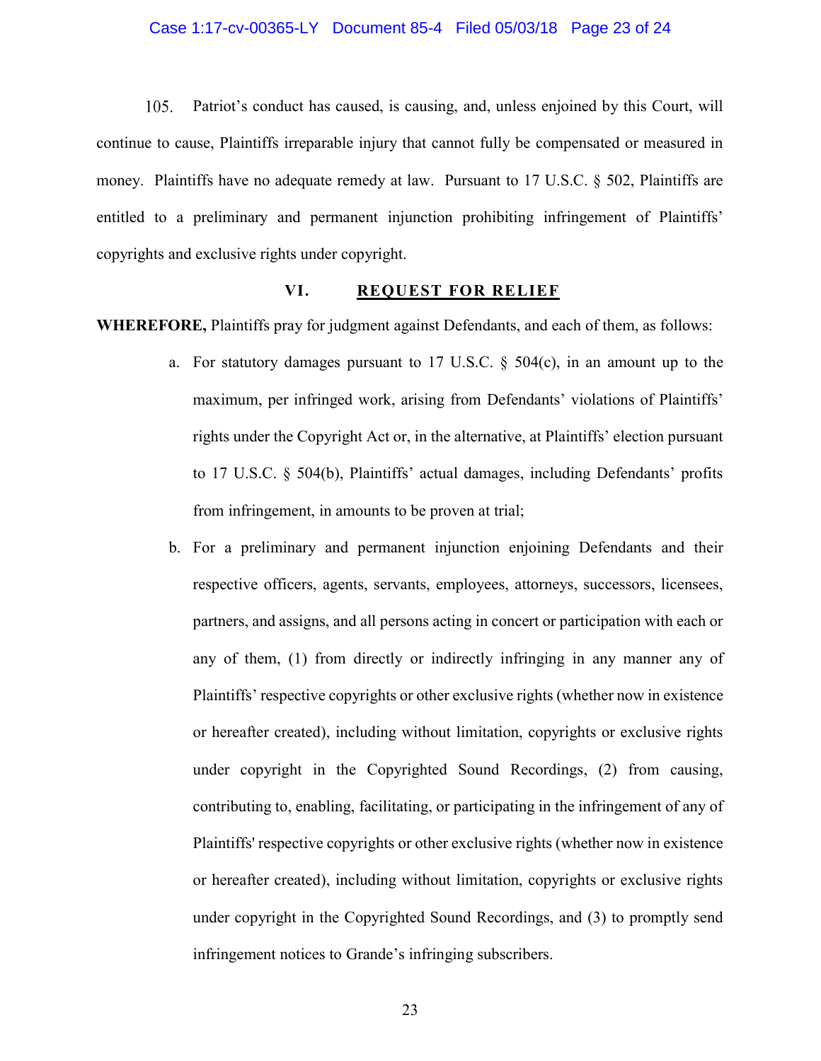105. Patriot's conduct has caused, is causing, and, unless enjoined by this Court, will continue to cause, Plaintiffs irreparable injury that cannot fully be compensated or measured in money. Plaintiffs have no adequate remedy at law. Pursuant to 17 U.S.C. § 502, Plaintiffs are entitled to a preliminary and permanent injunction prohibiting infringement of Plaintiffs' copyrights and exclusive rights under copyright.

## VI. REQUEST FOR RELIEF

**WHEREFORE,** Plaintiffs pray for judgment against Defendants, and each of them, as follows:

a. For statutory damages pursuant to 17 U.S.C. § 504(c), in an amount up to the maximum, per infringed work, arising from Defendants' violations of Plaintiffs' rights under the Copyright Act or, in the alternative, at Plaintiffs' election pursuant to 17 U.S.C. § 504(b), Plaintiffs' actual damages, including Defendants' profits from infringement, in amounts to be proven at trial;

b. For a preliminary and permanent injunction enjoining Defendants and their respective officers, agents, servants, employees, attorneys, successors, licensees, partners, and assigns, and all persons acting in concert or participation with each or any of them, (1) from directly or indirectly infringing in any manner any of Plaintiffs' respective copyrights or other exclusive rights (whether now in existence or hereafter created), including without limitation, copyrights or exclusive rights under copyright in the Copyrighted Sound Recordings, (2) from causing, contributing to, enabling, facilitating, or participating in the infringement of any of Plaintiffs' respective copyrights or other exclusive rights (whether now in existence or hereafter created), including without limitation, copyrights or exclusive rights under copyright in the Copyrighted Sound Recordings, and (3) to promptly send infringement notices to Grande's infringing subscribers.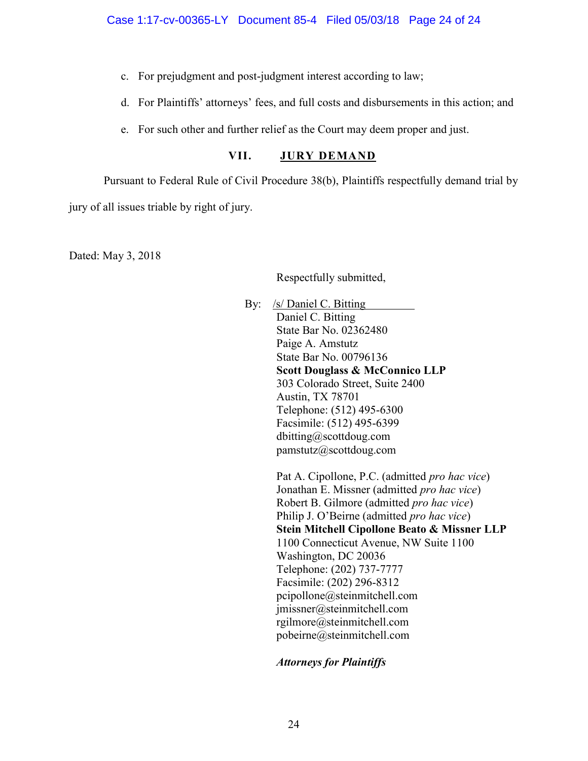c. For prejudgment and post-judgment interest according to law;

d. For Plaintiffs' attorneys' fees, and full costs and disbursements in this action; and

e. For such other and further relief as the Court may deem proper and just.

## VII. JURY DEMAND

Pursuant to Federal Rule of Civil Procedure 38(b), Plaintiffs respectfully demand trial by jury of all issues triable by right of jury.

Dated: May 3, 2018

Respectfully submitted,

By: /s/ Daniel C. Bitting
Daniel C. Bitting
State Bar No. 02362480
Paige A. Amstutz
State Bar No. 00796136
**Scott Douglass & McConnico LLP**
303 Colorado Street, Suite 2400
Austin, TX 78701
Telephone: (512) 495-6300
Facsimile: (512) 495-6399
dbitting@scottdoug.com
pamstutz@scottdoug.com

Pat A. Cipollone, P.C. (admitted *pro hac vice*)
Jonathan E. Missner (admitted *pro hac vice*)
Robert B. Gilmore (admitted *pro hac vice*)
Philip J. O'Beirne (admitted *pro hac vice*)
**Stein Mitchell Cipollone Beato & Missner LLP**
1100 Connecticut Avenue, NW Suite 1100
Washington, DC 20036
Telephone: (202) 737-7777
Facsimile: (202) 296-8312
pcipollone@steinmitchell.com
jmissner@steinmitchell.com
rgilmore@steinmitchell.com
pobeirne@steinmitchell.com

***Attorneys for Plaintiffs***